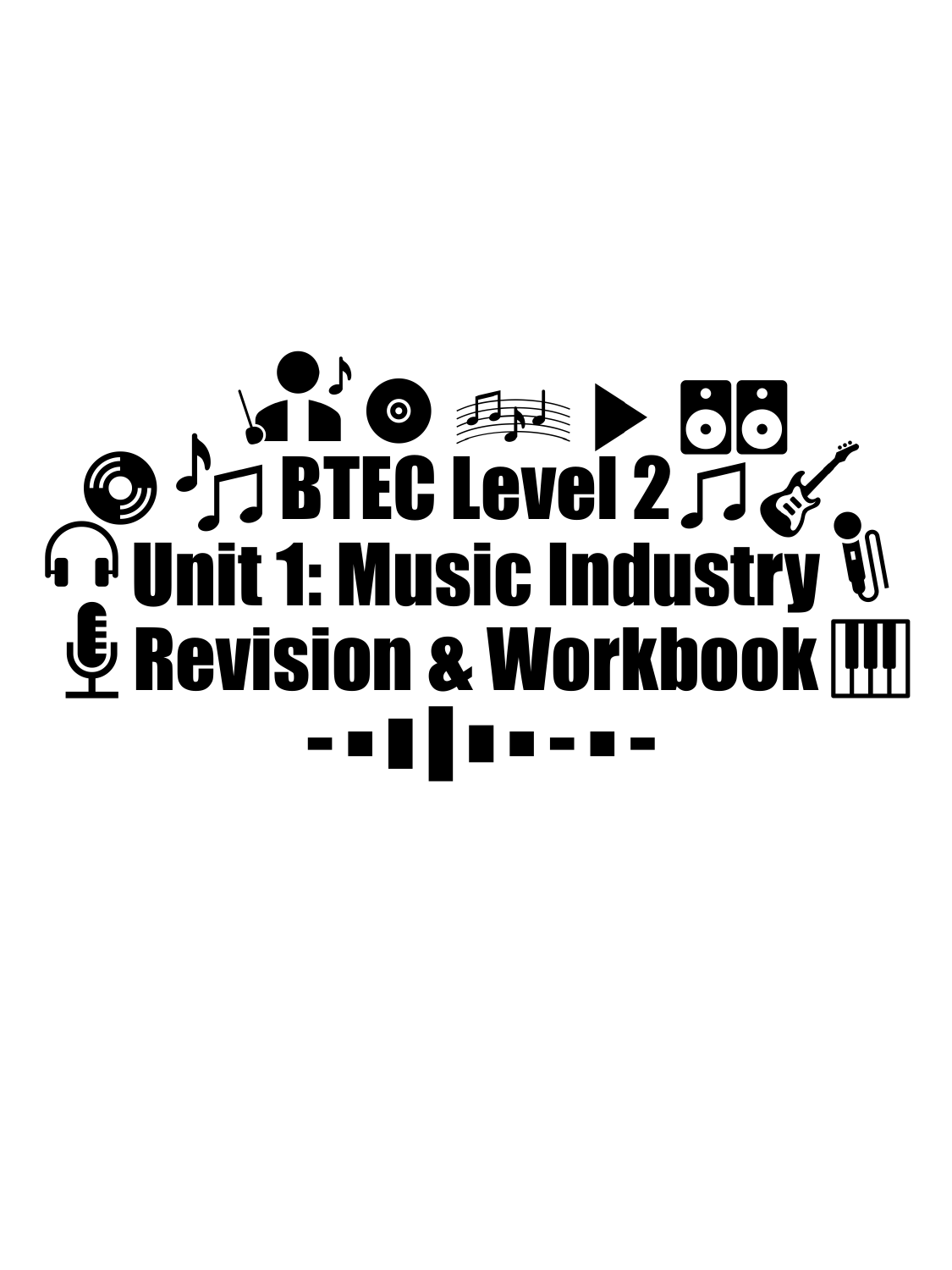# BTEC Level 2
# Unit 1: Music Industry
# Revision & Workbook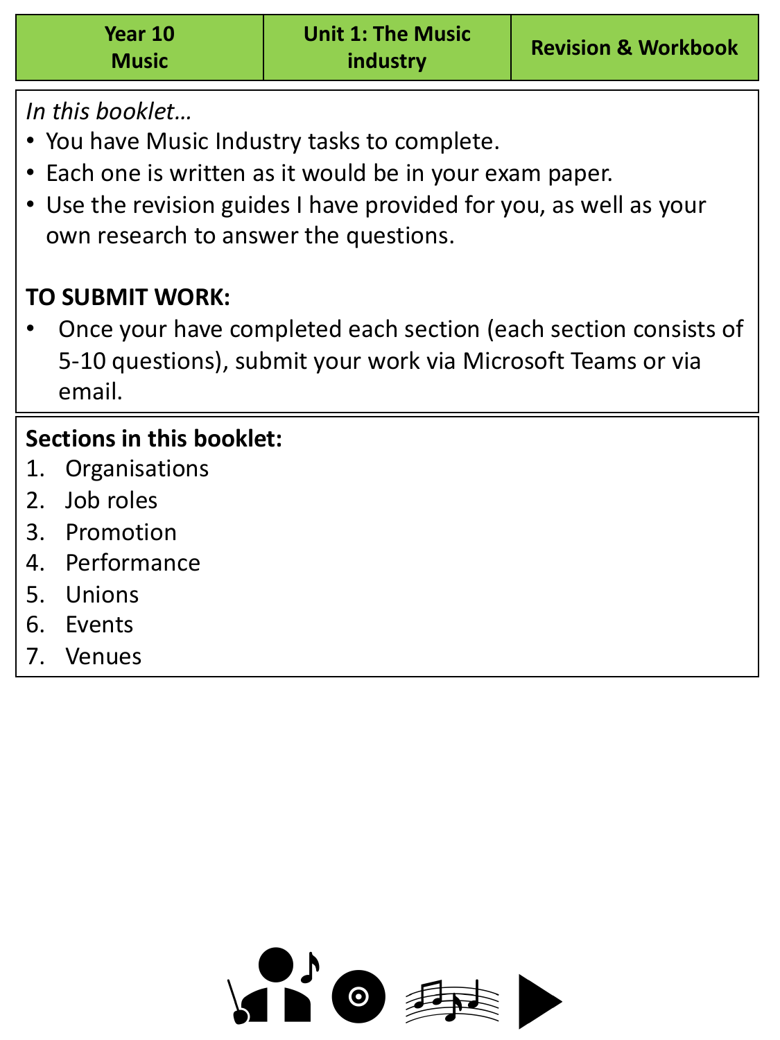| Year 10 Music | Unit 1: The Music industry | Revision & Workbook |
| --- | --- | --- |

*In this booklet…*

- You have Music Industry tasks to complete.
- Each one is written as it would be in your exam paper.
- Use the revision guides I have provided for you, as well as your own research to answer the questions.

**TO SUBMIT WORK:**

- Once your have completed each section (each section consists of 5-10 questions), submit your work via Microsoft Teams or via email.

**Sections in this booklet:**

1. Organisations
2. Job roles
3. Promotion
4. Performance
5. Unions
6. Events
7. Venues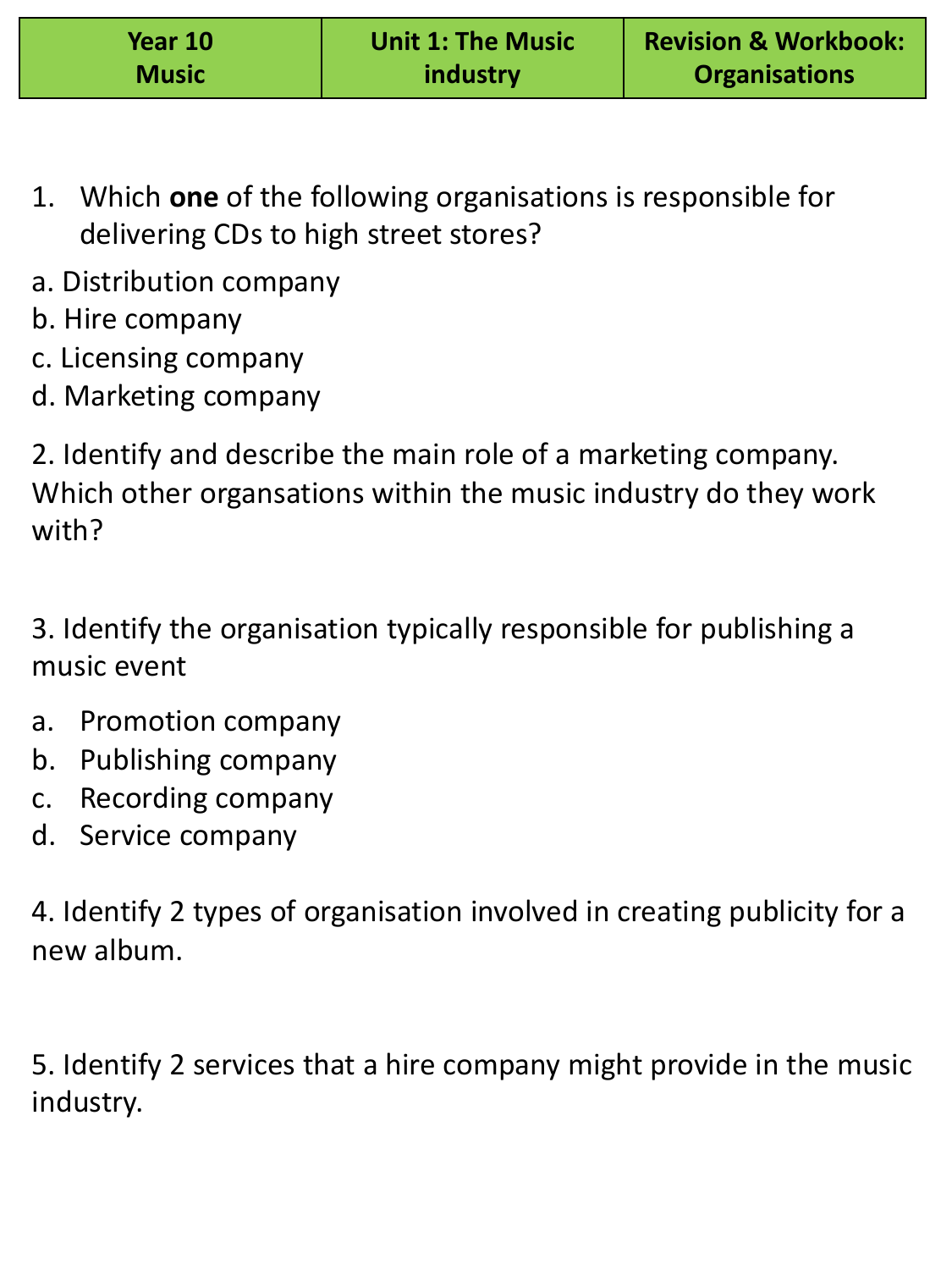| Year 10 Music | Unit 1: The Music industry | Revision & Workbook: Organisations |
| --- | --- | --- |

1. Which **one** of the following organisations is responsible for delivering CDs to high street stores?

a. Distribution company
b. Hire company
c. Licensing company
d. Marketing company

2. Identify and describe the main role of a marketing company. Which other organsations within the music industry do they work with?

3. Identify the organisation typically responsible for publishing a music event

a. Promotion company
b. Publishing company
c. Recording company
d. Service company

4. Identify 2 types of organisation involved in creating publicity for a new album.

5. Identify 2 services that a hire company might provide in the music industry.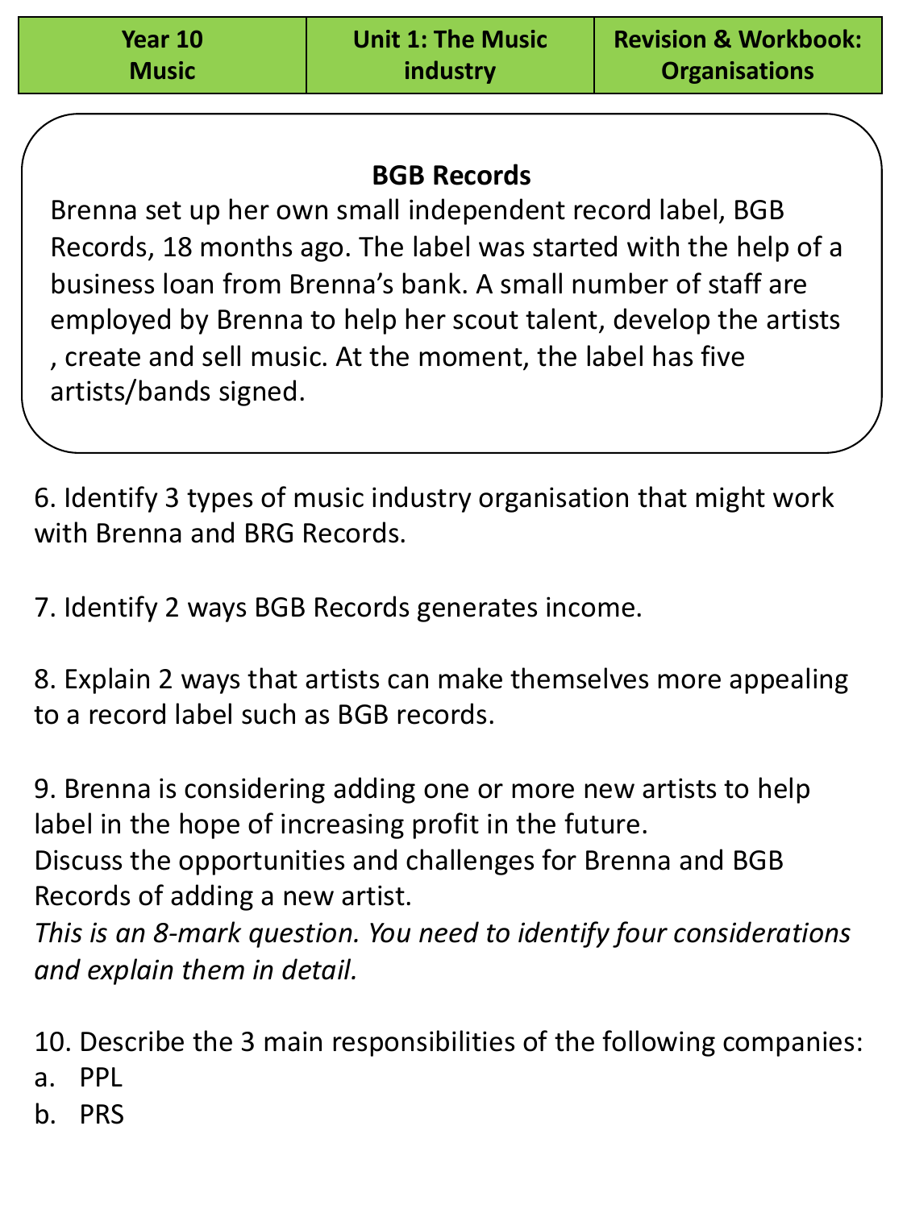| Year 10 Music | Unit 1: The Music industry | Revision & Workbook: Organisations |
| --- | --- | --- |

**BGB Records**

Brenna set up her own small independent record label, BGB Records, 18 months ago. The label was started with the help of a business loan from Brenna's bank. A small number of staff are employed by Brenna to help her scout talent, develop the artists , create and sell music. At the moment, the label has five artists/bands signed.

6. Identify 3 types of music industry organisation that might work with Brenna and BRG Records.

7. Identify 2 ways BGB Records generates income.

8. Explain 2 ways that artists can make themselves more appealing to a record label such as BGB records.

9. Brenna is considering adding one or more new artists to help label in the hope of increasing profit in the future.
Discuss the opportunities and challenges for Brenna and BGB Records of adding a new artist.
*This is an 8-mark question. You need to identify four considerations and explain them in detail.*

10. Describe the 3 main responsibilities of the following companies:

a. PPL
b. PRS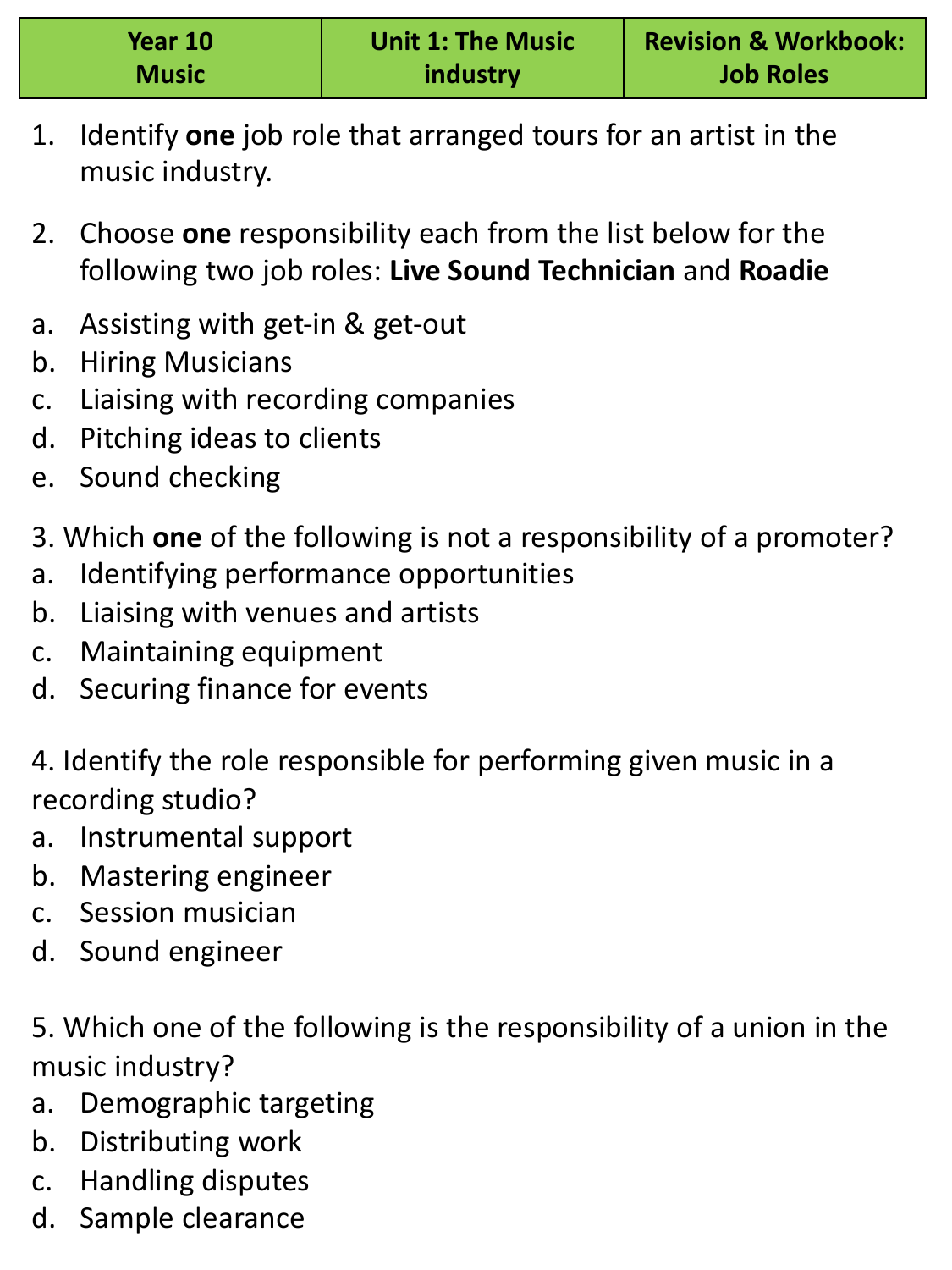| Year 10 Music | Unit 1: The Music industry | Revision & Workbook: Job Roles |
| --- | --- | --- |

1. Identify **one** job role that arranged tours for an artist in the music industry.

2. Choose **one** responsibility each from the list below for the following two job roles: **Live Sound Technician** and **Roadie**

a. Assisting with get-in & get-out
b. Hiring Musicians
c. Liaising with recording companies
d. Pitching ideas to clients
e. Sound checking

3. Which **one** of the following is not a responsibility of a promoter?
a. Identifying performance opportunities
b. Liaising with venues and artists
c. Maintaining equipment
d. Securing finance for events

4. Identify the role responsible for performing given music in a recording studio?
a. Instrumental support
b. Mastering engineer
c. Session musician
d. Sound engineer

5. Which one of the following is the responsibility of a union in the music industry?
a. Demographic targeting
b. Distributing work
c. Handling disputes
d. Sample clearance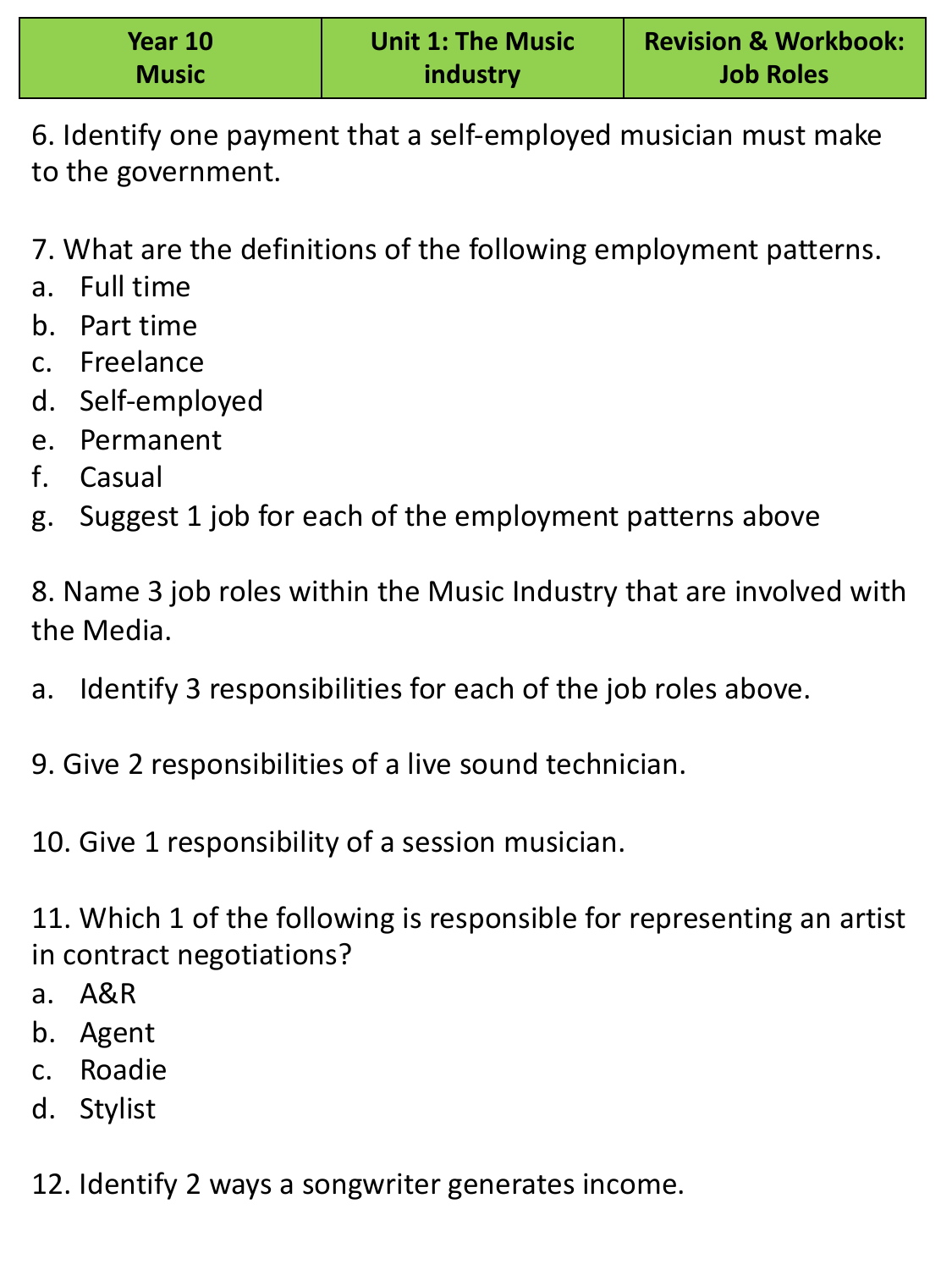| Year 10 Music | Unit 1: The Music industry | Revision & Workbook: Job Roles |
|---|---|---|

6. Identify one payment that a self-employed musician must make to the government.

7. What are the definitions of the following employment patterns.

a. Full time
b. Part time
c. Freelance
d. Self-employed
e. Permanent
f. Casual
g. Suggest 1 job for each of the employment patterns above

8. Name 3 job roles within the Music Industry that are involved with the Media.

a. Identify 3 responsibilities for each of the job roles above.

9. Give 2 responsibilities of a live sound technician.

10. Give 1 responsibility of a session musician.

11. Which 1 of the following is responsible for representing an artist in contract negotiations?

a. A&R
b. Agent
c. Roadie
d. Stylist

12. Identify 2 ways a songwriter generates income.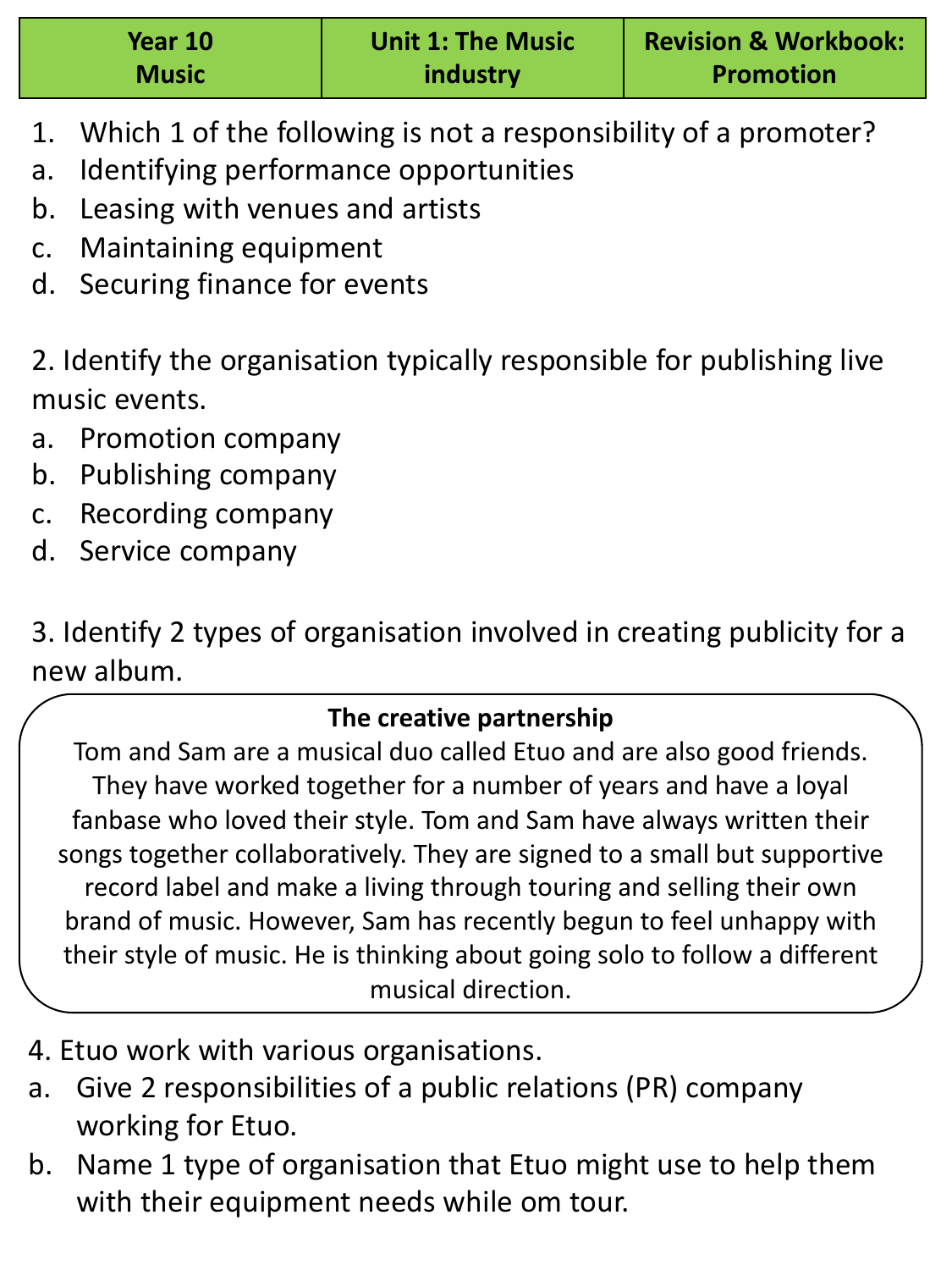| Year 10 Music | Unit 1: The Music industry | Revision & Workbook: Promotion |
| --- | --- | --- |

1. Which 1 of the following is not a responsibility of a promoter?
   a. Identifying performance opportunities
   b. Leasing with venues and artists
   c. Maintaining equipment
   d. Securing finance for events

2. Identify the organisation typically responsible for publishing live music events.
   a. Promotion company
   b. Publishing company
   c. Recording company
   d. Service company

3. Identify 2 types of organisation involved in creating publicity for a new album.

**The creative partnership**

Tom and Sam are a musical duo called Etuo and are also good friends. They have worked together for a number of years and have a loyal fanbase who loved their style. Tom and Sam have always written their songs together collaboratively. They are signed to a small but supportive record label and make a living through touring and selling their own brand of music. However, Sam has recently begun to feel unhappy with their style of music. He is thinking about going solo to follow a different musical direction.

4. Etuo work with various organisations.
   a. Give 2 responsibilities of a public relations (PR) company working for Etuo.
   b. Name 1 type of organisation that Etuo might use to help them with their equipment needs while om tour.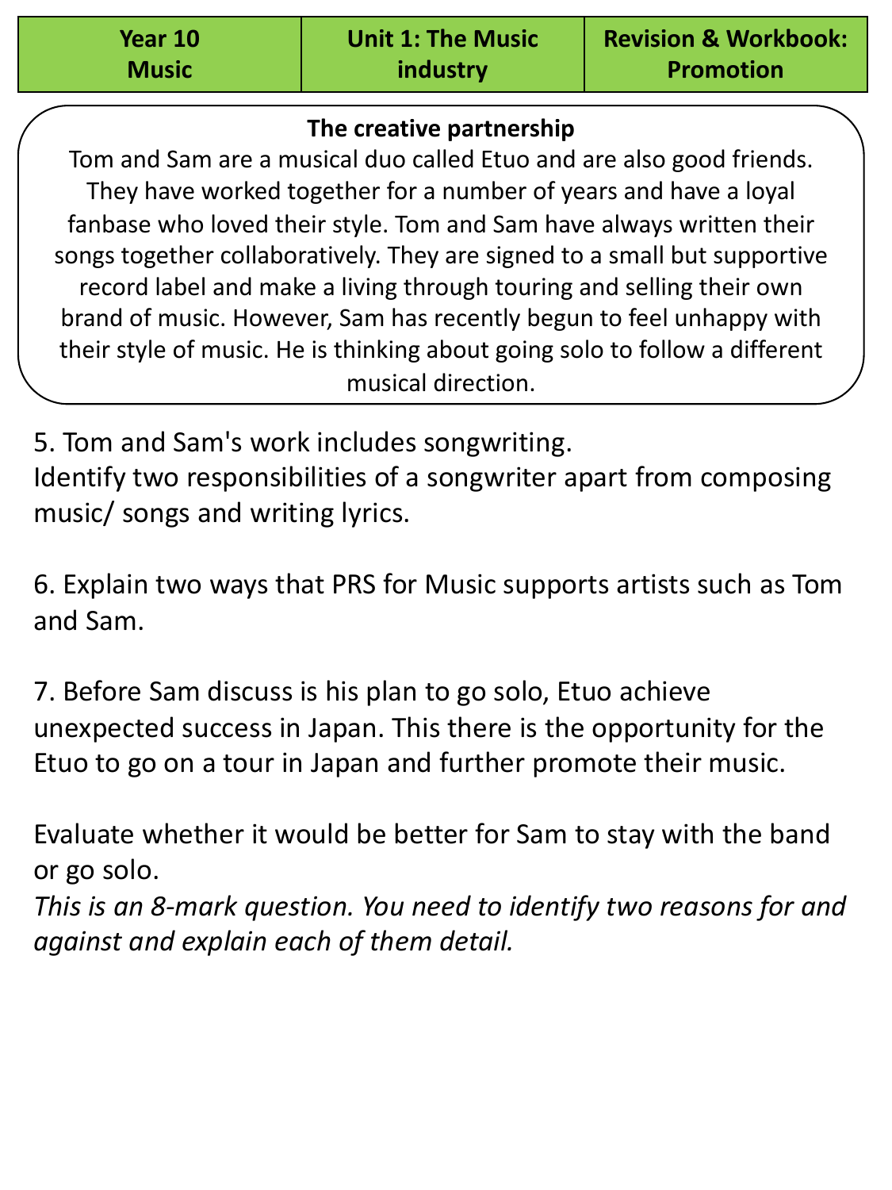| Year 10 Music | Unit 1: The Music industry | Revision & Workbook: Promotion |
| --- | --- | --- |

**The creative partnership**

Tom and Sam are a musical duo called Etuo and are also good friends. They have worked together for a number of years and have a loyal fanbase who loved their style. Tom and Sam have always written their songs together collaboratively. They are signed to a small but supportive record label and make a living through touring and selling their own brand of music. However, Sam has recently begun to feel unhappy with their style of music. He is thinking about going solo to follow a different musical direction.

5. Tom and Sam's work includes songwriting.
Identify two responsibilities of a songwriter apart from composing music/ songs and writing lyrics.

6. Explain two ways that PRS for Music supports artists such as Tom and Sam.

7. Before Sam discuss is his plan to go solo, Etuo achieve unexpected success in Japan. This there is the opportunity for the Etuo to go on a tour in Japan and further promote their music.

Evaluate whether it would be better for Sam to stay with the band or go solo.
*This is an 8-mark question. You need to identify two reasons for and against and explain each of them detail.*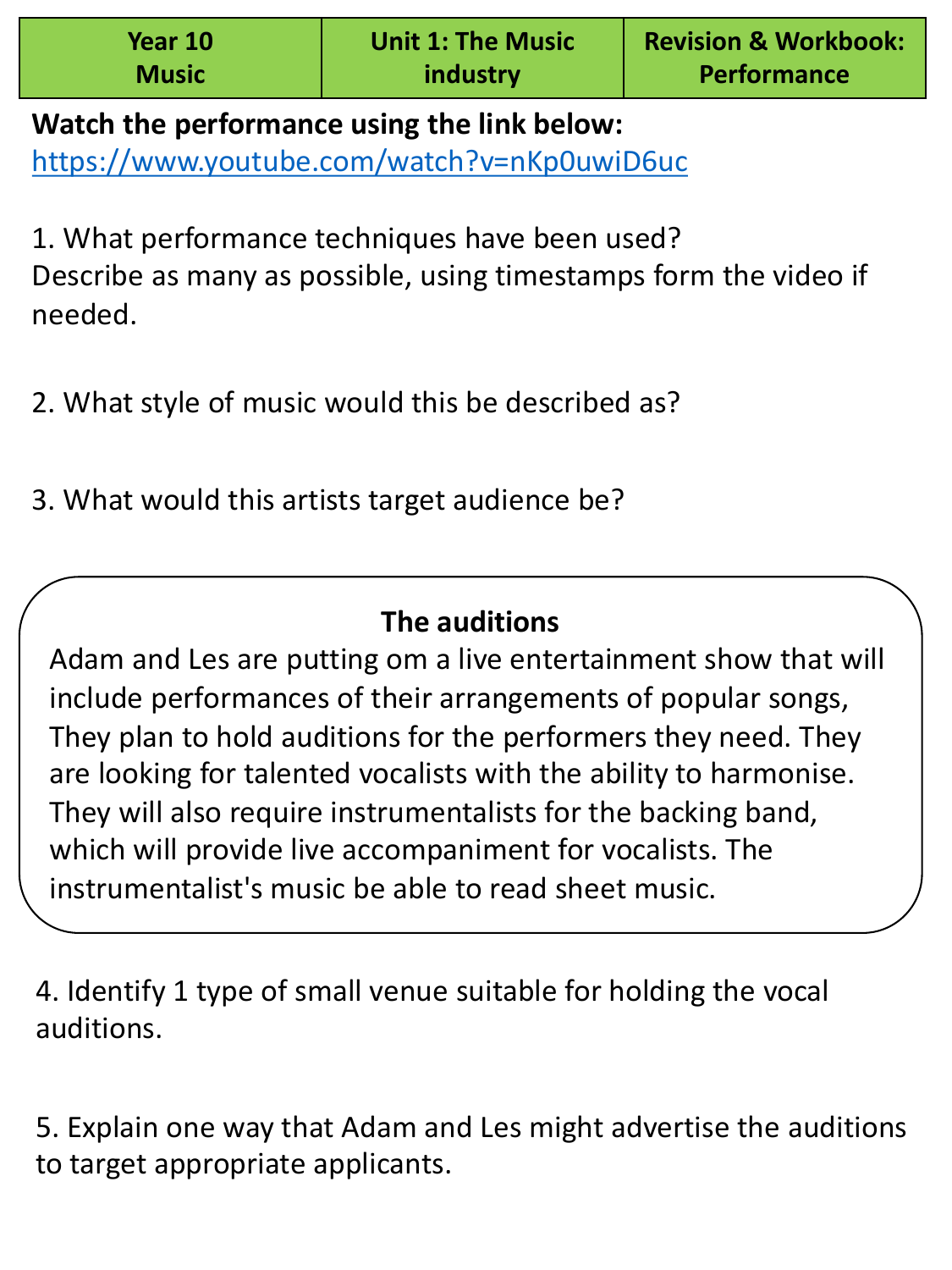| Year 10 Music | Unit 1: The Music industry | Revision & Workbook: Performance |
| --- | --- | --- |

**Watch the performance using the link below:**
https://www.youtube.com/watch?v=nKp0uwiD6uc

1. What performance techniques have been used?
Describe as many as possible, using timestamps form the video if needed.

2. What style of music would this be described as?

3. What would this artists target audience be?

**The auditions**

Adam and Les are putting om a live entertainment show that will include performances of their arrangements of popular songs, They plan to hold auditions for the performers they need. They are looking for talented vocalists with the ability to harmonise. They will also require instrumentalists for the backing band, which will provide live accompaniment for vocalists. The instrumentalist's music be able to read sheet music.

4. Identify 1 type of small venue suitable for holding the vocal auditions.

5. Explain one way that Adam and Les might advertise the auditions to target appropriate applicants.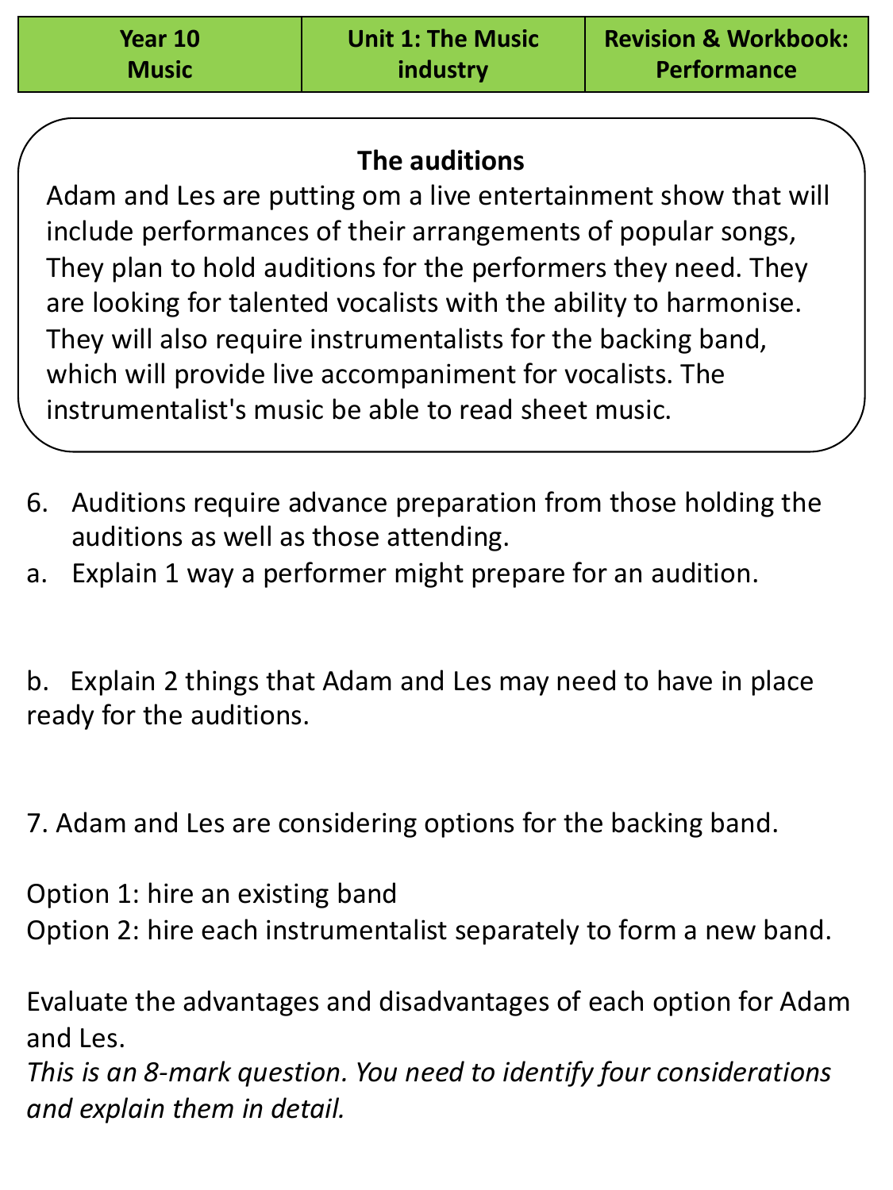| Year 10 Music | Unit 1: The Music industry | Revision & Workbook: Performance |
|---|---|---|

**The auditions**

Adam and Les are putting om a live entertainment show that will include performances of their arrangements of popular songs, They plan to hold auditions for the performers they need. They are looking for talented vocalists with the ability to harmonise. They will also require instrumentalists for the backing band, which will provide live accompaniment for vocalists. The instrumentalist's music be able to read sheet music.

6. Auditions require advance preparation from those holding the auditions as well as those attending.

a. Explain 1 way a performer might prepare for an audition.

b. Explain 2 things that Adam and Les may need to have in place ready for the auditions.

7. Adam and Les are considering options for the backing band.

Option 1: hire an existing band

Option 2: hire each instrumentalist separately to form a new band.

Evaluate the advantages and disadvantages of each option for Adam and Les.

*This is an 8-mark question. You need to identify four considerations and explain them in detail.*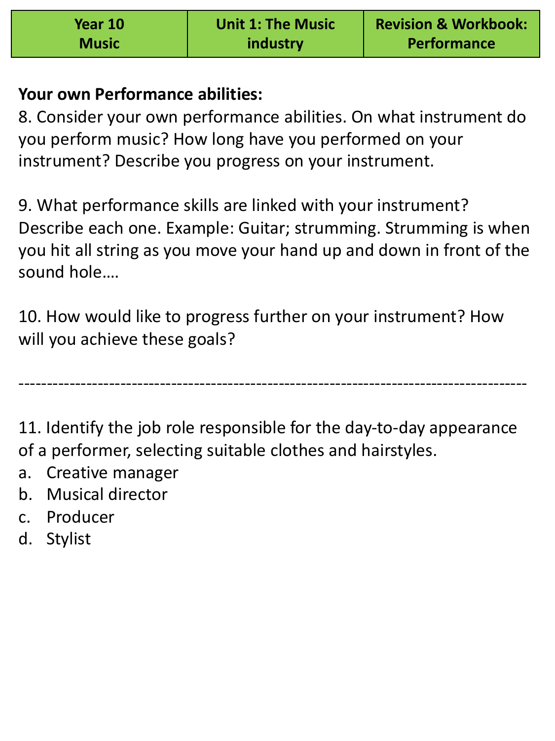| Year 10 Music | Unit 1: The Music industry | Revision & Workbook: Performance |
| --- | --- | --- |

**Your own Performance abilities:**

8. Consider your own performance abilities. On what instrument do you perform music? How long have you performed on your instrument? Describe you progress on your instrument.

9. What performance skills are linked with your instrument? Describe each one. Example: Guitar; strumming. Strumming is when you hit all string as you move your hand up and down in front of the sound hole….

10. How would like to progress further on your instrument? How will you achieve these goals?

---

11. Identify the job role responsible for the day-to-day appearance of a performer, selecting suitable clothes and hairstyles.

a. Creative manager
b. Musical director
c. Producer
d. Stylist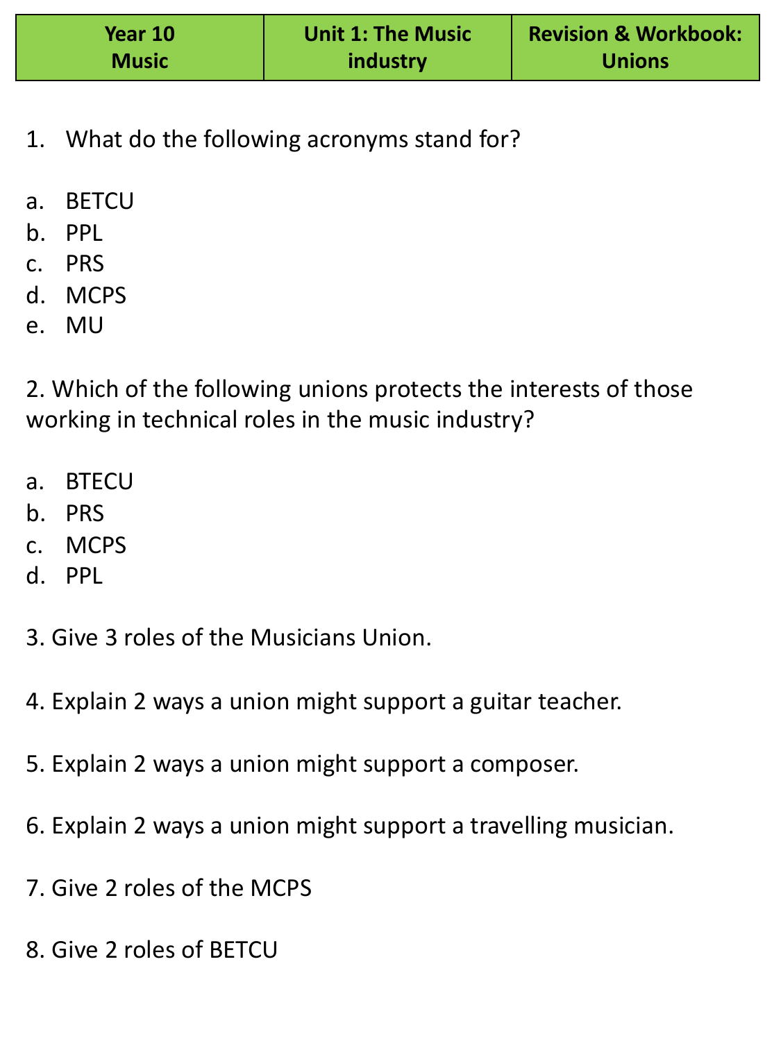| Year 10 Music | Unit 1: The Music industry | Revision & Workbook: Unions |
|---|---|---|

1. What do the following acronyms stand for?

   a. BETCU
   b. PPL
   c. PRS
   d. MCPS
   e. MU

2. Which of the following unions protects the interests of those working in technical roles in the music industry?

   a. BTECU
   b. PRS
   c. MCPS
   d. PPL

3. Give 3 roles of the Musicians Union.

4. Explain 2 ways a union might support a guitar teacher.

5. Explain 2 ways a union might support a composer.

6. Explain 2 ways a union might support a travelling musician.

7. Give 2 roles of the MCPS

8. Give 2 roles of BETCU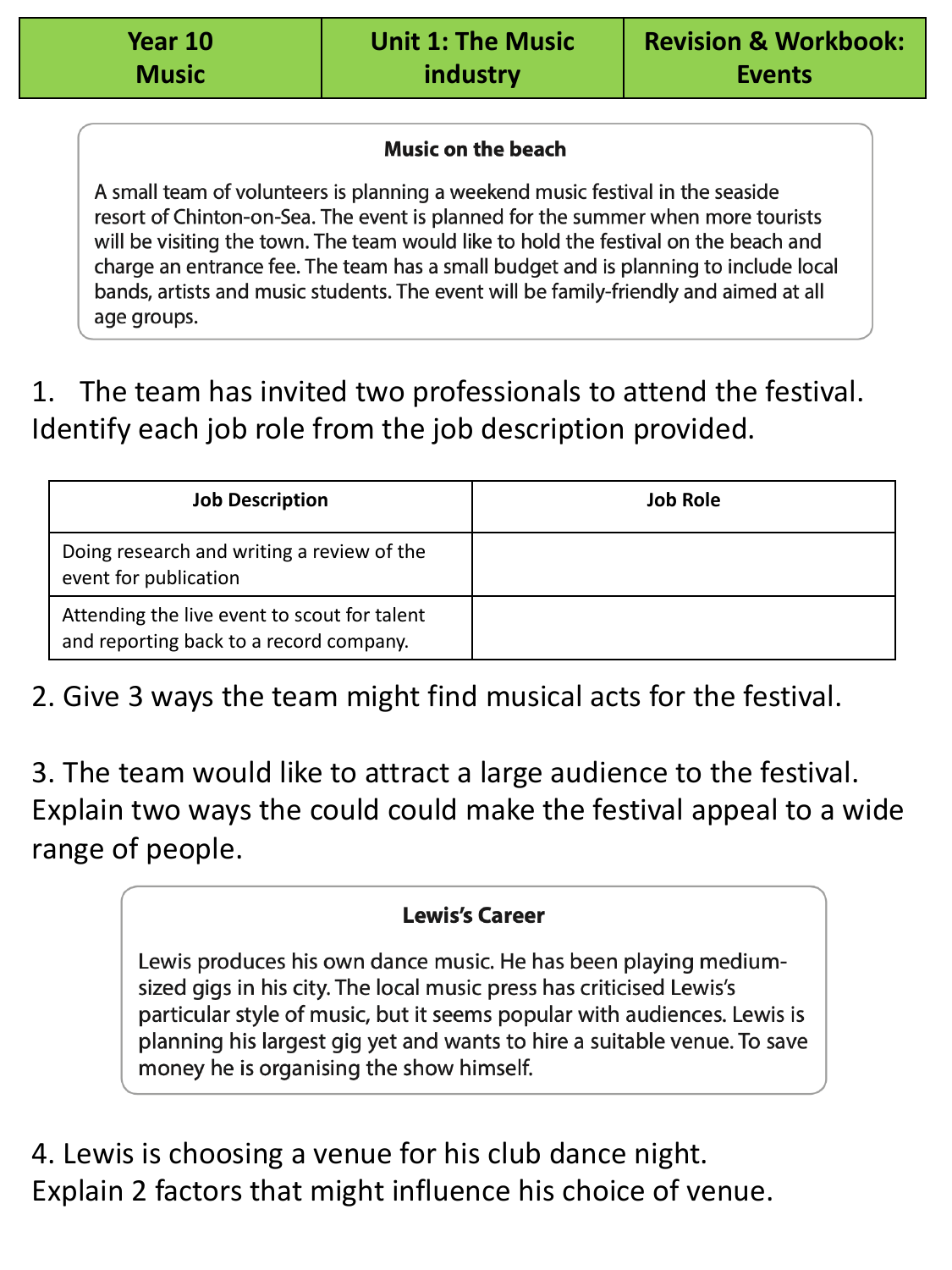| Year 10 Music | Unit 1: The Music industry | Revision & Workbook: Events |
|---|---|---|

### Music on the beach

A small team of volunteers is planning a weekend music festival in the seaside resort of Chinton-on-Sea. The event is planned for the summer when more tourists will be visiting the town. The team would like to hold the festival on the beach and charge an entrance fee. The team has a small budget and is planning to include local bands, artists and music students. The event will be family-friendly and aimed at all age groups.

1. The team has invited two professionals to attend the festival. Identify each job role from the job description provided.

| Job Description | Job Role |
|---|---|
| Doing research and writing a review of the event for publication | |
| Attending the live event to scout for talent and reporting back to a record company. | |

2. Give 3 ways the team might find musical acts for the festival.

3. The team would like to attract a large audience to the festival. Explain two ways the could could make the festival appeal to a wide range of people.

### Lewis's Career

Lewis produces his own dance music. He has been playing medium-sized gigs in his city. The local music press has criticised Lewis's particular style of music, but it seems popular with audiences. Lewis is planning his largest gig yet and wants to hire a suitable venue. To save money he is organising the show himself.

4. Lewis is choosing a venue for his club dance night. Explain 2 factors that might influence his choice of venue.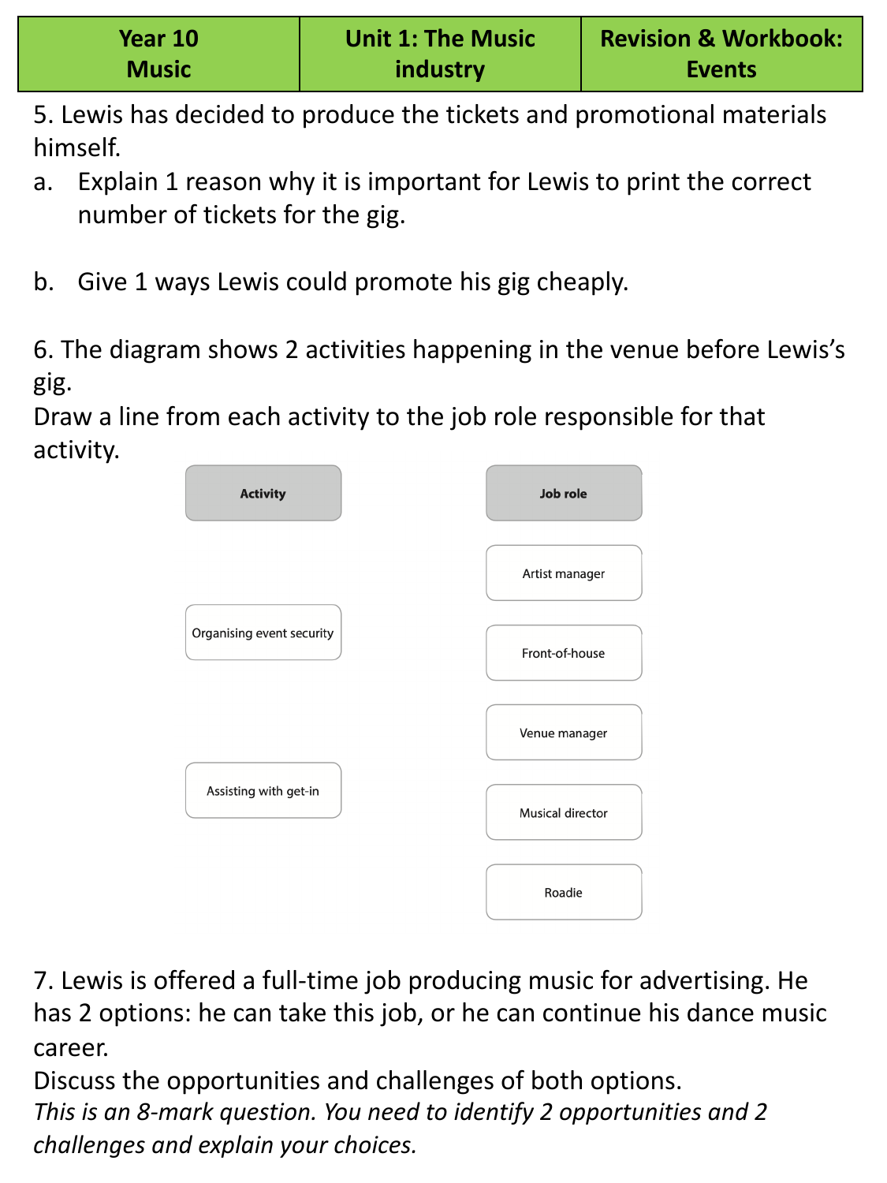5. Lewis has decided to produce the tickets and promotional materials himself.

a. Explain 1 reason why it is important for Lewis to print the correct number of tickets for the gig.

b. Give 1 ways Lewis could promote his gig cheaply.

6. The diagram shows 2 activities happening in the venue before Lewis's gig.
Draw a line from each activity to the job role responsible for that activity.

| Activity | Job role |
| --- | --- |
| | Artist manager |
| Organising event security | Front-of-house |
| | Venue manager |
| Assisting with get-in | Musical director |
| | Roadie |

7. Lewis is offered a full-time job producing music for advertising. He has 2 options: he can take this job, or he can continue his dance music career.
Discuss the opportunities and challenges of both options.
*This is an 8-mark question. You need to identify 2 opportunities and 2 challenges and explain your choices.*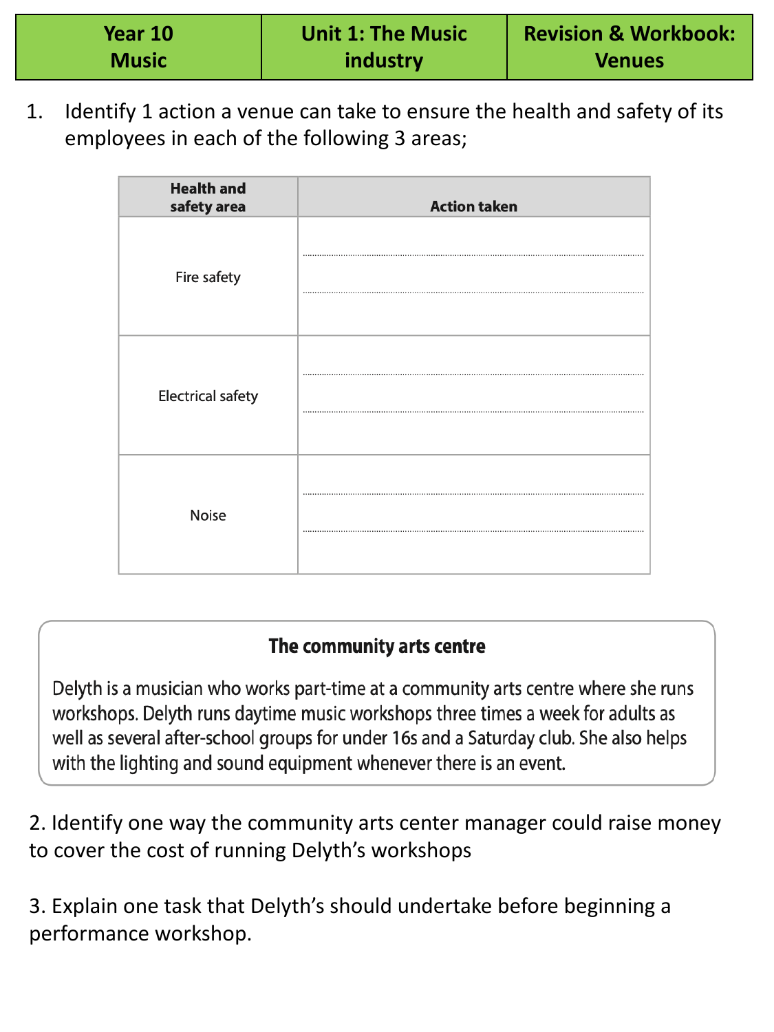| Year 10 Music | Unit 1: The Music industry | Revision & Workbook: Venues |
|---|---|---|

1. Identify 1 action a venue can take to ensure the health and safety of its employees in each of the following 3 areas;

| Health and safety area | Action taken |
|---|---|
| Fire safety | |
| Electrical safety | |
| Noise | |

**The community arts centre**

Delyth is a musician who works part-time at a community arts centre where she runs workshops. Delyth runs daytime music workshops three times a week for adults as well as several after-school groups for under 16s and a Saturday club. She also helps with the lighting and sound equipment whenever there is an event.

2. Identify one way the community arts center manager could raise money to cover the cost of running Delyth's workshops

3. Explain one task that Delyth's should undertake before beginning a performance workshop.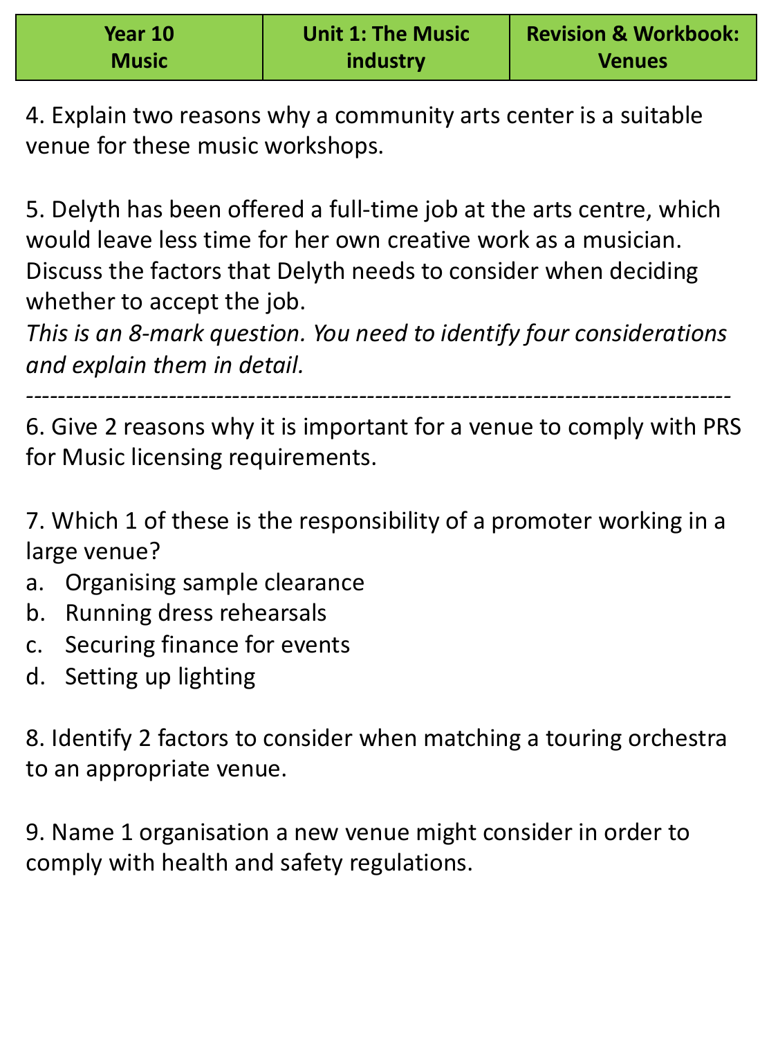4. Explain two reasons why a community arts center is a suitable venue for these music workshops.

5. Delyth has been offered a full-time job at the arts centre, which would leave less time for her own creative work as a musician. Discuss the factors that Delyth needs to consider when deciding whether to accept the job.
*This is an 8-mark question. You need to identify four considerations and explain them in detail.*

---

6. Give 2 reasons why it is important for a venue to comply with PRS for Music licensing requirements.

7. Which 1 of these is the responsibility of a promoter working in a large venue?

a. Organising sample clearance
b. Running dress rehearsals
c. Securing finance for events
d. Setting up lighting

8. Identify 2 factors to consider when matching a touring orchestra to an appropriate venue.

9. Name 1 organisation a new venue might consider in order to comply with health and safety regulations.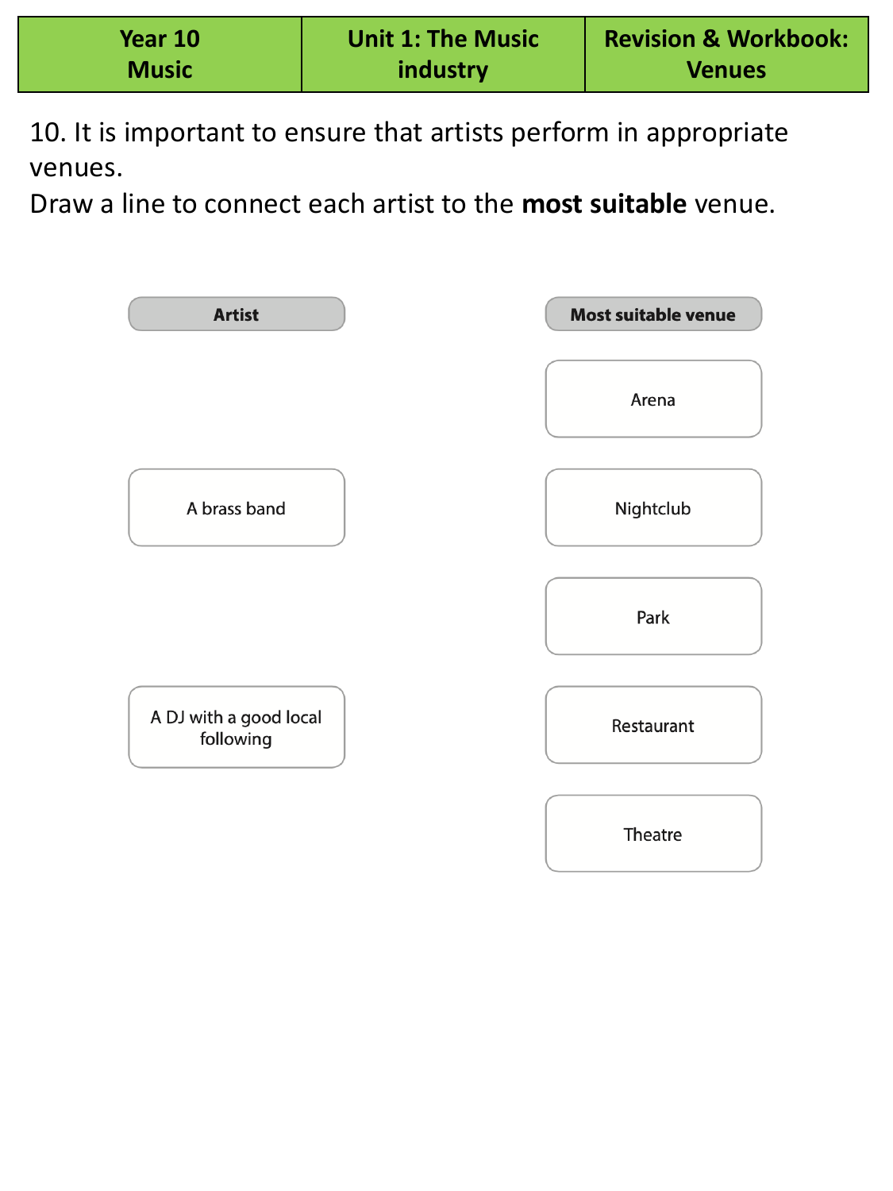| Year 10 Music | Unit 1: The Music industry | Revision & Workbook: Venues |
|---|---|---|

10. It is important to ensure that artists perform in appropriate venues.
Draw a line to connect each artist to the **most suitable** venue.

| Artist | Most suitable venue |
|---|---|
| | Arena |
| A brass band | Nightclub |
| | Park |
| A DJ with a good local following | Restaurant |
| | Theatre |